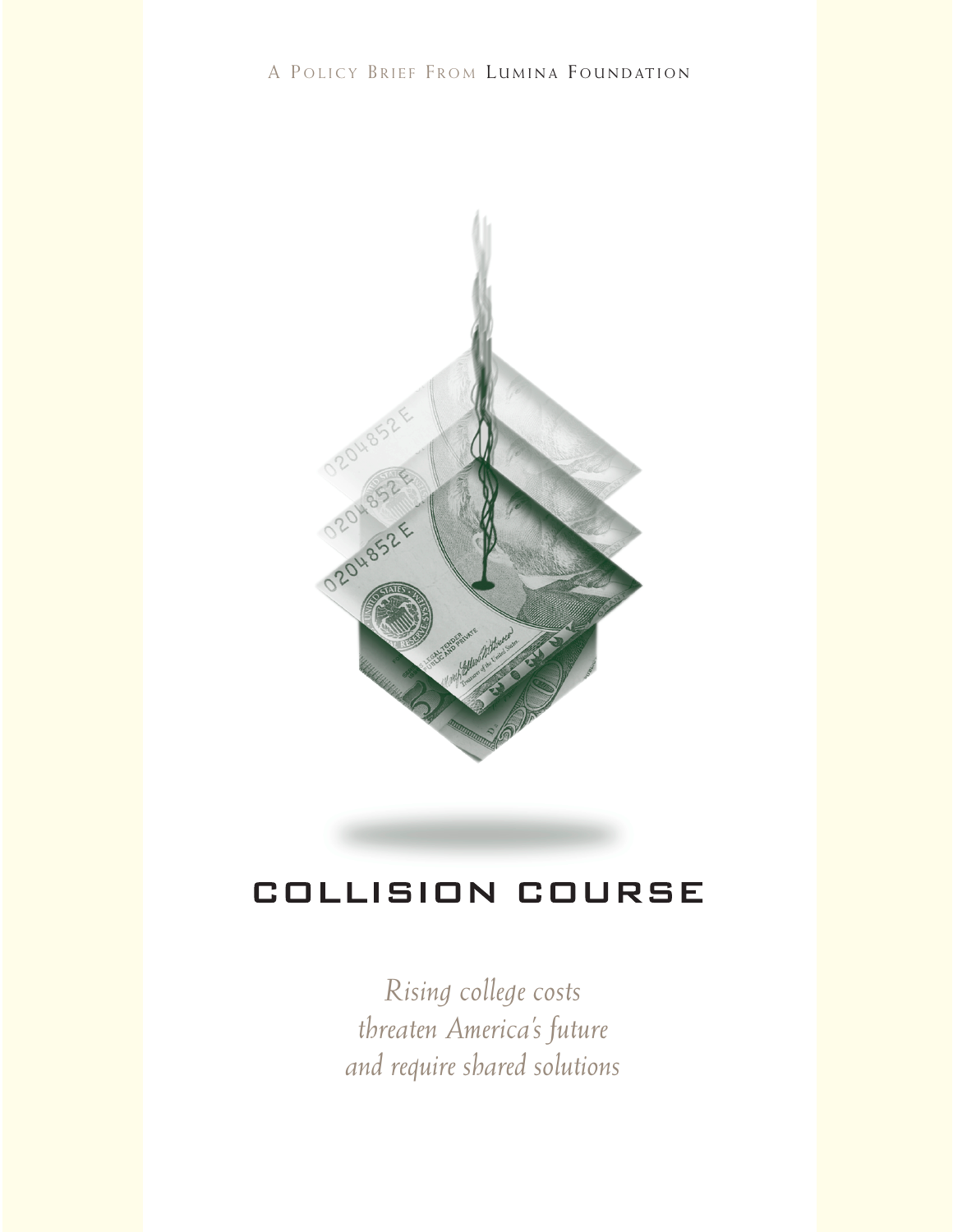A Policy Brief From Lumina Foundation

# COLLISION COURSE

*Rising college costs threaten America's future and require shared solutions*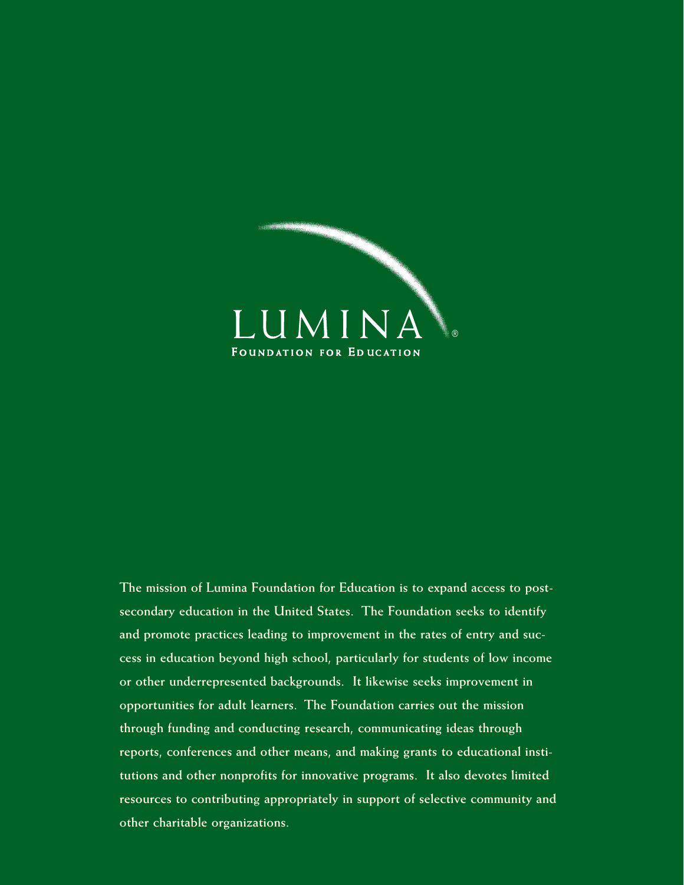LUMINA®

**Foundation for Education**

The mission of Lumina Foundation for Education is to expand access to postsecondary education in the United States. The Foundation seeks to identify and promote practices leading to improvement in the rates of entry and success in education beyond high school, particularly for students of low income or other underrepresented backgrounds. It likewise seeks improvement in opportunities for adult learners. The Foundation carries out the mission through funding and conducting research, communicating ideas through reports, conferences and other means, and making grants to educational institutions and other nonprofits for innovative programs. It also devotes limited resources to contributing appropriately in support of selective community and other charitable organizations.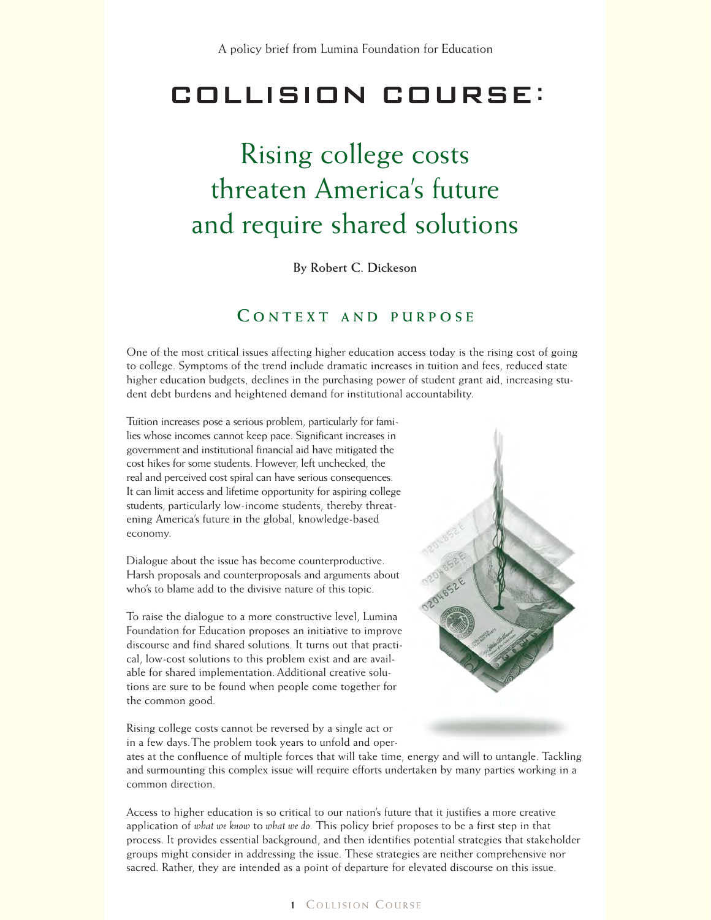A policy brief from Lumina Foundation for Education

# COLLISION COURSE:

## Rising college costs threaten America's future and require shared solutions

**By Robert C. Dickeson**

## CONTEXT AND PURPOSE

One of the most critical issues affecting higher education access today is the rising cost of going to college. Symptoms of the trend include dramatic increases in tuition and fees, reduced state higher education budgets, declines in the purchasing power of student grant aid, increasing student debt burdens and heightened demand for institutional accountability.

Tuition increases pose a serious problem, particularly for families whose incomes cannot keep pace. Significant increases in government and institutional financial aid have mitigated the cost hikes for some students. However, left unchecked, the real and perceived cost spiral can have serious consequences. It can limit access and lifetime opportunity for aspiring college students, particularly low-income students, thereby threatening America's future in the global, knowledge-based economy.

Dialogue about the issue has become counterproductive. Harsh proposals and counterproposals and arguments about who's to blame add to the divisive nature of this topic.

To raise the dialogue to a more constructive level, Lumina Foundation for Education proposes an initiative to improve discourse and find shared solutions. It turns out that practical, low-cost solutions to this problem exist and are available for shared implementation. Additional creative solutions are sure to be found when people come together for the common good.

Rising college costs cannot be reversed by a single act or in a few days. The problem took years to unfold and operates at the confluence of multiple forces that will take time, energy and will to untangle. Tackling and surmounting this complex issue will require efforts undertaken by many parties working in a common direction.

Access to higher education is so critical to our nation's future that it justifies a more creative application of *what we know* to *what we do.* This policy brief proposes to be a first step in that process. It provides essential background, and then identifies potential strategies that stakeholder groups might consider in addressing the issue. These strategies are neither comprehensive nor sacred. Rather, they are intended as a point of departure for elevated discourse on this issue.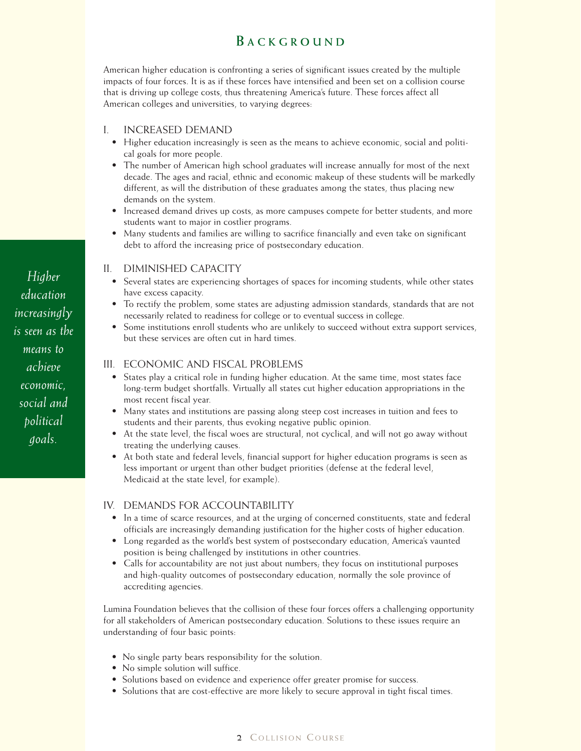## Background

American higher education is confronting a series of significant issues created by the multiple impacts of four forces. It is as if these forces have intensified and been set on a collision course that is driving up college costs, thus threatening America's future. These forces affect all American colleges and universities, to varying degrees:

### I. INCREASED DEMAND

- Higher education increasingly is seen as the means to achieve economic, social and political goals for more people.
- The number of American high school graduates will increase annually for most of the next decade. The ages and racial, ethnic and economic makeup of these students will be markedly different, as will the distribution of these graduates among the states, thus placing new demands on the system.
- Increased demand drives up costs, as more campuses compete for better students, and more students want to major in costlier programs.
- Many students and families are willing to sacrifice financially and even take on significant debt to afford the increasing price of postsecondary education.

*Higher education increasingly is seen as the means to achieve economic, social and political goals.*

### II. DIMINISHED CAPACITY

- Several states are experiencing shortages of spaces for incoming students, while other states have excess capacity.
- To rectify the problem, some states are adjusting admission standards, standards that are not necessarily related to readiness for college or to eventual success in college.
- Some institutions enroll students who are unlikely to succeed without extra support services, but these services are often cut in hard times.

### III. ECONOMIC AND FISCAL PROBLEMS

- States play a critical role in funding higher education. At the same time, most states face long-term budget shortfalls. Virtually all states cut higher education appropriations in the most recent fiscal year.
- Many states and institutions are passing along steep cost increases in tuition and fees to students and their parents, thus evoking negative public opinion.
- At the state level, the fiscal woes are structural, not cyclical, and will not go away without treating the underlying causes.
- At both state and federal levels, financial support for higher education programs is seen as less important or urgent than other budget priorities (defense at the federal level, Medicaid at the state level, for example).

### IV. DEMANDS FOR ACCOUNTABILITY

- In a time of scarce resources, and at the urging of concerned constituents, state and federal officials are increasingly demanding justification for the higher costs of higher education.
- Long regarded as the world's best system of postsecondary education, America's vaunted position is being challenged by institutions in other countries.
- Calls for accountability are not just about numbers; they focus on institutional purposes and high-quality outcomes of postsecondary education, normally the sole province of accrediting agencies.

Lumina Foundation believes that the collision of these four forces offers a challenging opportunity for all stakeholders of American postsecondary education. Solutions to these issues require an understanding of four basic points:

- No single party bears responsibility for the solution.
- No simple solution will suffice.
- Solutions based on evidence and experience offer greater promise for success.
- Solutions that are cost-effective are more likely to secure approval in tight fiscal times.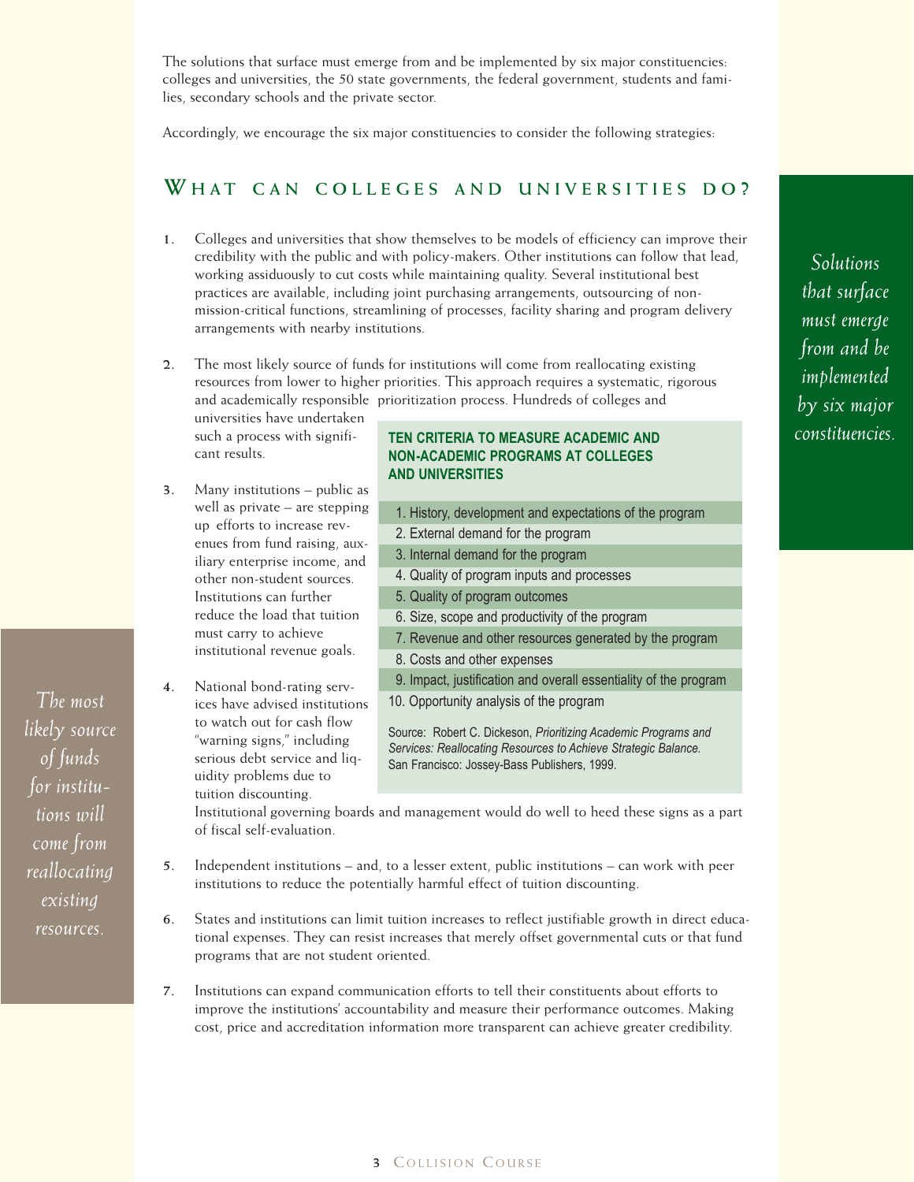The solutions that surface must emerge from and be implemented by six major constituencies: colleges and universities, the 50 state governments, the federal government, students and families, secondary schools and the private sector.

Accordingly, we encourage the six major constituencies to consider the following strategies:

## What can colleges and universities do?

*Solutions that surface must emerge from and be implemented by six major constituencies.*

1. Colleges and universities that show themselves to be models of efficiency can improve their credibility with the public and with policy-makers. Other institutions can follow that lead, working assiduously to cut costs while maintaining quality. Several institutional best practices are available, including joint purchasing arrangements, outsourcing of non-mission-critical functions, streamlining of processes, facility sharing and program delivery arrangements with nearby institutions.

2. The most likely source of funds for institutions will come from reallocating existing resources from lower to higher priorities. This approach requires a systematic, rigorous and academically responsible prioritization process. Hundreds of colleges and universities have undertaken such a process with significant results.

3. Many institutions – public as well as private – are stepping up efforts to increase revenues from fund raising, auxiliary enterprise income, and other non-student sources. Institutions can further reduce the load that tuition must carry to achieve institutional revenue goals.

4. National bond-rating services have advised institutions to watch out for cash flow "warning signs," including serious debt service and liquidity problems due to tuition discounting. Institutional governing boards and management would do well to heed these signs as a part of fiscal self-evaluation.

**TEN CRITERIA TO MEASURE ACADEMIC AND NON-ACADEMIC PROGRAMS AT COLLEGES AND UNIVERSITIES**

1. History, development and expectations of the program
2. External demand for the program
3. Internal demand for the program
4. Quality of program inputs and processes
5. Quality of program outcomes
6. Size, scope and productivity of the program
7. Revenue and other resources generated by the program
8. Costs and other expenses
9. Impact, justification and overall essentiality of the program
10. Opportunity analysis of the program

Source: Robert C. Dickeson, *Prioritizing Academic Programs and Services: Reallocating Resources to Achieve Strategic Balance.* San Francisco: Jossey-Bass Publishers, 1999.

*The most likely source of funds for institutions will come from reallocating existing resources.*

5. Independent institutions – and, to a lesser extent, public institutions – can work with peer institutions to reduce the potentially harmful effect of tuition discounting.

6. States and institutions can limit tuition increases to reflect justifiable growth in direct educational expenses. They can resist increases that merely offset governmental cuts or that fund programs that are not student oriented.

7. Institutions can expand communication efforts to tell their constituents about efforts to improve the institutions' accountability and measure their performance outcomes. Making cost, price and accreditation information more transparent can achieve greater credibility.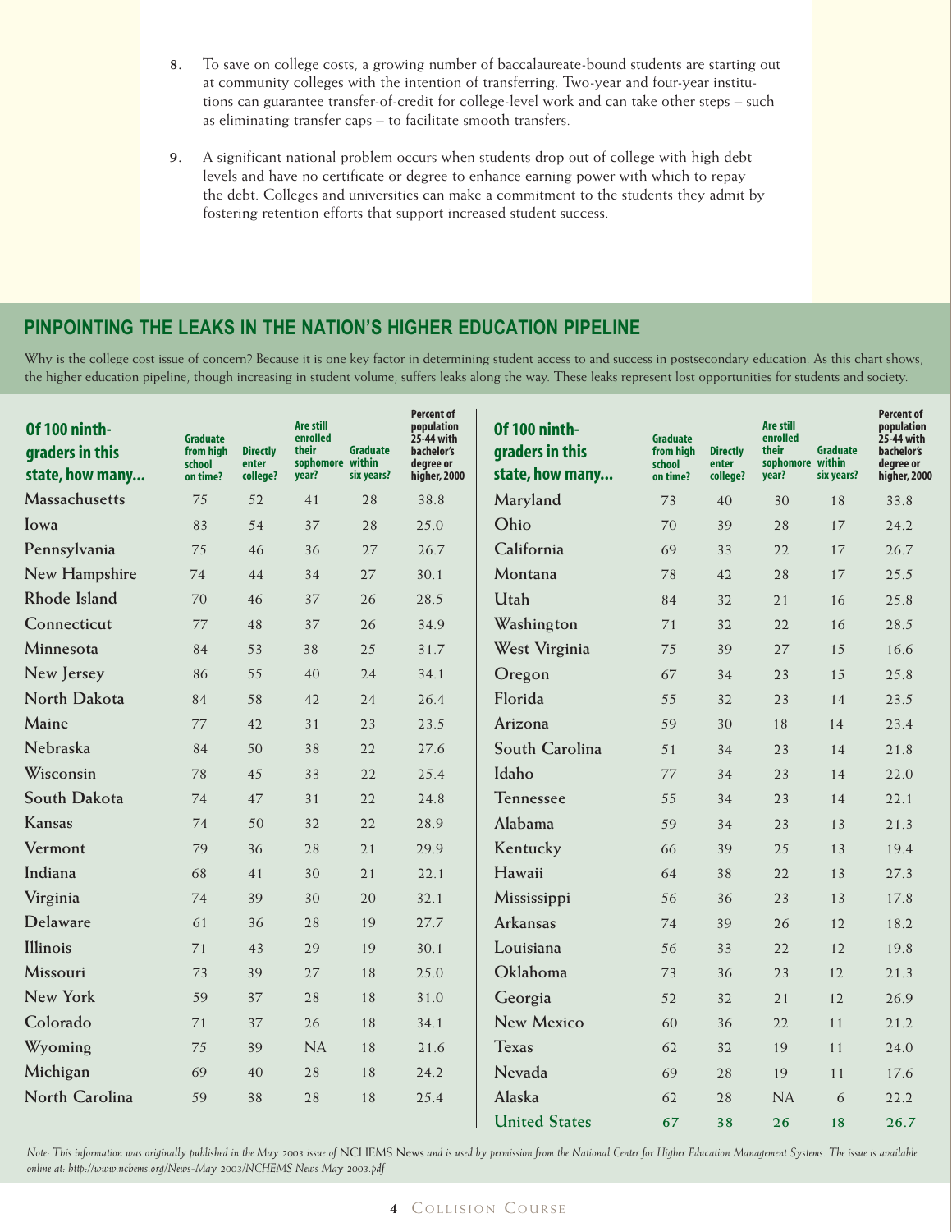8. To save on college costs, a growing number of baccalaureate-bound students are starting out at community colleges with the intention of transferring. Two-year and four-year institutions can guarantee transfer-of-credit for college-level work and can take other steps – such as eliminating transfer caps – to facilitate smooth transfers.

9. A significant national problem occurs when students drop out of college with high debt levels and have no certificate or degree to enhance earning power with which to repay the debt. Colleges and universities can make a commitment to the students they admit by fostering retention efforts that support increased student success.

## PINPOINTING THE LEAKS IN THE NATION'S HIGHER EDUCATION PIPELINE

Why is the college cost issue of concern? Because it is one key factor in determining student access to and success in postsecondary education. As this chart shows, the higher education pipeline, though increasing in student volume, suffers leaks along the way. These leaks represent lost opportunities for students and society.

| Of 100 ninth-graders in this state, how many... | Graduate from high school on time? | Directly enter college? | Are still enrolled their sophomore year? | Graduate within six years? | Percent of population 25-44 with bachelor's degree or higher, 2000 |
|---|---|---|---|---|---|
| Massachusetts | 75 | 52 | 41 | 28 | 38.8 |
| Iowa | 83 | 54 | 37 | 28 | 25.0 |
| Pennsylvania | 75 | 46 | 36 | 27 | 26.7 |
| New Hampshire | 74 | 44 | 34 | 27 | 30.1 |
| Rhode Island | 70 | 46 | 37 | 26 | 28.5 |
| Connecticut | 77 | 48 | 37 | 26 | 34.9 |
| Minnesota | 84 | 53 | 38 | 25 | 31.7 |
| New Jersey | 86 | 55 | 40 | 24 | 34.1 |
| North Dakota | 84 | 58 | 42 | 24 | 26.4 |
| Maine | 77 | 42 | 31 | 23 | 23.5 |
| Nebraska | 84 | 50 | 38 | 22 | 27.6 |
| Wisconsin | 78 | 45 | 33 | 22 | 25.4 |
| South Dakota | 74 | 47 | 31 | 22 | 24.8 |
| Kansas | 74 | 50 | 32 | 22 | 28.9 |
| Vermont | 79 | 36 | 28 | 21 | 29.9 |
| Indiana | 68 | 41 | 30 | 21 | 22.1 |
| Virginia | 74 | 39 | 30 | 20 | 32.1 |
| Delaware | 61 | 36 | 28 | 19 | 27.7 |
| Illinois | 71 | 43 | 29 | 19 | 30.1 |
| Missouri | 73 | 39 | 27 | 18 | 25.0 |
| New York | 59 | 37 | 28 | 18 | 31.0 |
| Colorado | 71 | 37 | 26 | 18 | 34.1 |
| Wyoming | 75 | 39 | NA | 18 | 21.6 |
| Michigan | 69 | 40 | 28 | 18 | 24.2 |
| North Carolina | 59 | 38 | 28 | 18 | 25.4 |
| Maryland | 73 | 40 | 30 | 18 | 33.8 |
| Ohio | 70 | 39 | 28 | 17 | 24.2 |
| California | 69 | 33 | 22 | 17 | 26.7 |
| Montana | 78 | 42 | 28 | 17 | 25.5 |
| Utah | 84 | 32 | 21 | 16 | 25.8 |
| Washington | 71 | 32 | 22 | 16 | 28.5 |
| West Virginia | 75 | 39 | 27 | 15 | 16.6 |
| Oregon | 67 | 34 | 23 | 15 | 25.8 |
| Florida | 55 | 32 | 23 | 14 | 23.5 |
| Arizona | 59 | 30 | 18 | 14 | 23.4 |
| South Carolina | 51 | 34 | 23 | 14 | 21.8 |
| Idaho | 77 | 34 | 23 | 14 | 22.0 |
| Tennessee | 55 | 34 | 23 | 14 | 22.1 |
| Alabama | 59 | 34 | 23 | 13 | 21.3 |
| Kentucky | 66 | 39 | 25 | 13 | 19.4 |
| Hawaii | 64 | 38 | 22 | 13 | 27.3 |
| Mississippi | 56 | 36 | 23 | 13 | 17.8 |
| Arkansas | 74 | 39 | 26 | 12 | 18.2 |
| Louisiana | 56 | 33 | 22 | 12 | 19.8 |
| Oklahoma | 73 | 36 | 23 | 12 | 21.3 |
| Georgia | 52 | 32 | 21 | 12 | 26.9 |
| New Mexico | 60 | 36 | 22 | 11 | 21.2 |
| Texas | 62 | 32 | 19 | 11 | 24.0 |
| Nevada | 69 | 28 | 19 | 11 | 17.6 |
| Alaska | 62 | 28 | NA | 6 | 22.2 |
| **United States** | **67** | **38** | **26** | **18** | **26.7** |

*Note: This information was originally published in the May 2003 issue of* NCHEMS News *and is used by permission from the National Center for Higher Education Management Systems. The issue is available online at: http://www.nchems.org/News-May 2003/NCHEMS News May 2003.pdf*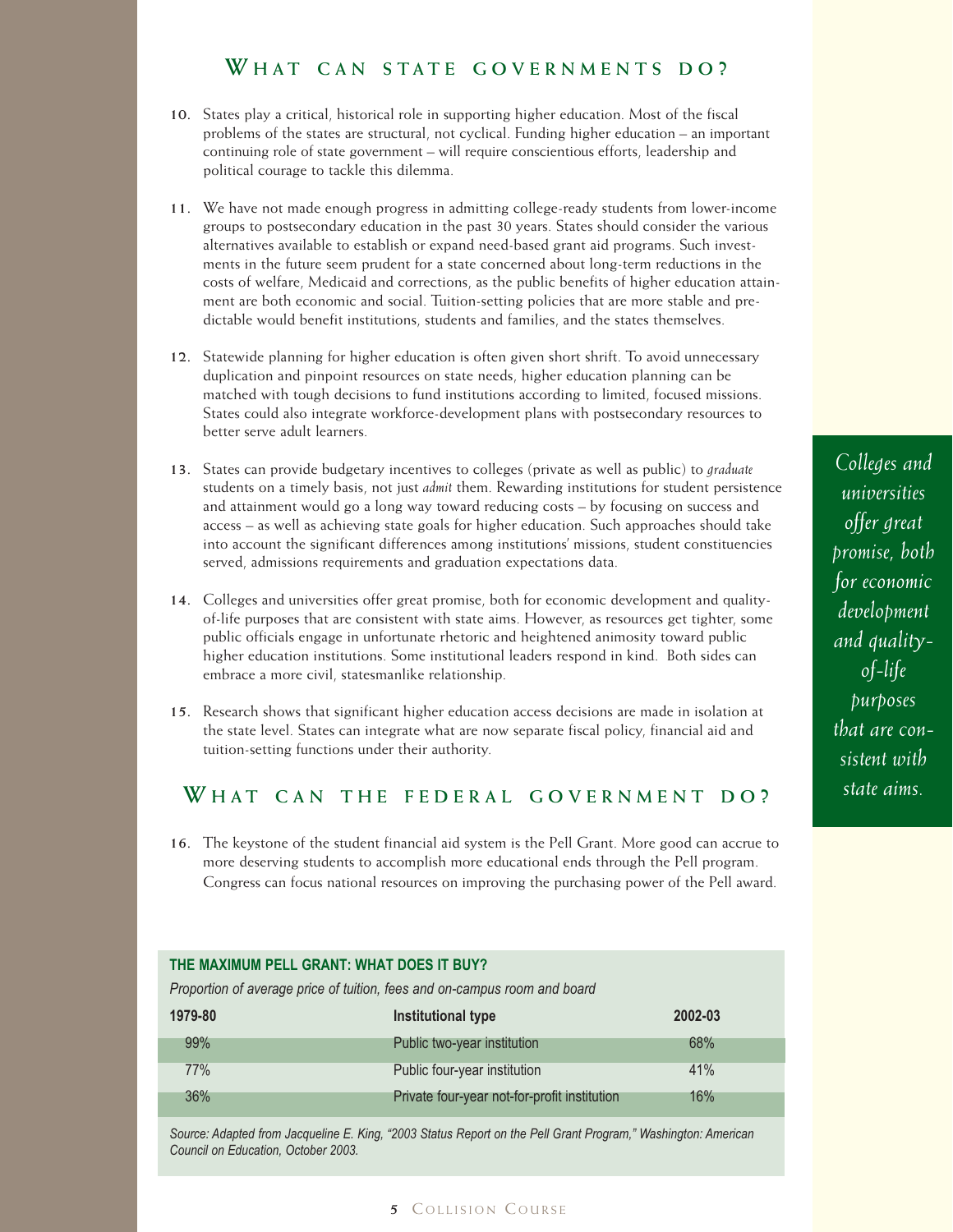## What can state governments do?

10. States play a critical, historical role in supporting higher education. Most of the fiscal problems of the states are structural, not cyclical. Funding higher education – an important continuing role of state government – will require conscientious efforts, leadership and political courage to tackle this dilemma.

11. We have not made enough progress in admitting college-ready students from lower-income groups to postsecondary education in the past 30 years. States should consider the various alternatives available to establish or expand need-based grant aid programs. Such investments in the future seem prudent for a state concerned about long-term reductions in the costs of welfare, Medicaid and corrections, as the public benefits of higher education attainment are both economic and social. Tuition-setting policies that are more stable and predictable would benefit institutions, students and families, and the states themselves.

12. Statewide planning for higher education is often given short shrift. To avoid unnecessary duplication and pinpoint resources on state needs, higher education planning can be matched with tough decisions to fund institutions according to limited, focused missions. States could also integrate workforce-development plans with postsecondary resources to better serve adult learners.

13. States can provide budgetary incentives to colleges (private as well as public) to *graduate* students on a timely basis, not just *admit* them. Rewarding institutions for student persistence and attainment would go a long way toward reducing costs – by focusing on success and access – as well as achieving state goals for higher education. Such approaches should take into account the significant differences among institutions' missions, student constituencies served, admissions requirements and graduation expectations data.

14. Colleges and universities offer great promise, both for economic development and quality-of-life purposes that are consistent with state aims. However, as resources get tighter, some public officials engage in unfortunate rhetoric and heightened animosity toward public higher education institutions. Some institutional leaders respond in kind. Both sides can embrace a more civil, statesmanlike relationship.

15. Research shows that significant higher education access decisions are made in isolation at the state level. States can integrate what are now separate fiscal policy, financial aid and tuition-setting functions under their authority.

*Colleges and universities offer great promise, both for economic development and quality-of-life purposes that are consistent with state aims.*

## What can the federal government do?

16. The keystone of the student financial aid system is the Pell Grant. More good can accrue to more deserving students to accomplish more educational ends through the Pell program. Congress can focus national resources on improving the purchasing power of the Pell award.

**THE MAXIMUM PELL GRANT: WHAT DOES IT BUY?**

*Proportion of average price of tuition, fees and on-campus room and board*

| 1979-80 | Institutional type | 2002-03 |
|---|---|---|
| 99% | Public two-year institution | 68% |
| 77% | Public four-year institution | 41% |
| 36% | Private four-year not-for-profit institution | 16% |

*Source: Adapted from Jacqueline E. King, "2003 Status Report on the Pell Grant Program," Washington: American Council on Education, October 2003.*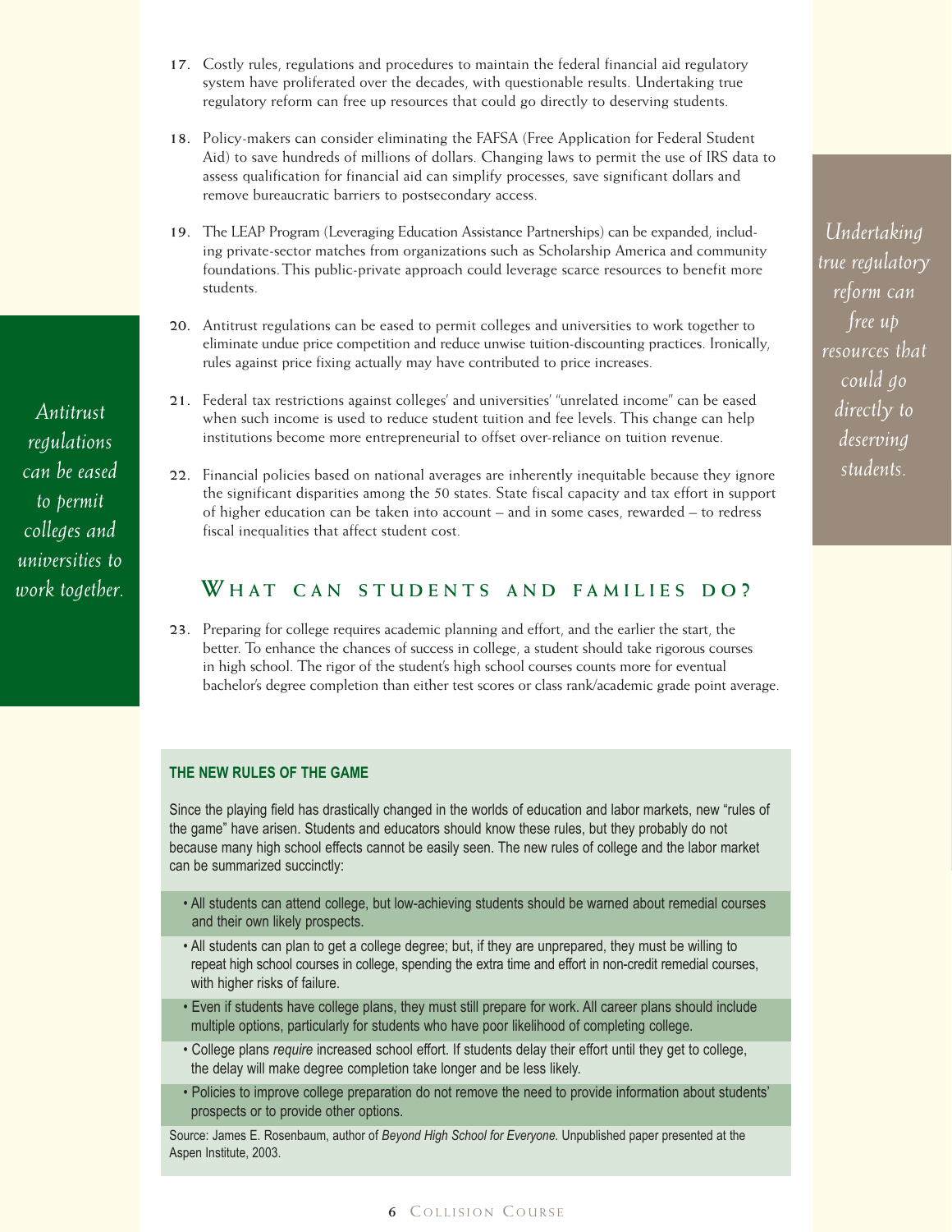17. Costly rules, regulations and procedures to maintain the federal financial aid regulatory system have proliferated over the decades, with questionable results. Undertaking true regulatory reform can free up resources that could go directly to deserving students.

18. Policy-makers can consider eliminating the FAFSA (Free Application for Federal Student Aid) to save hundreds of millions of dollars. Changing laws to permit the use of IRS data to assess qualification for financial aid can simplify processes, save significant dollars and remove bureaucratic barriers to postsecondary access.

19. The LEAP Program (Leveraging Education Assistance Partnerships) can be expanded, including private-sector matches from organizations such as Scholarship America and community foundations. This public-private approach could leverage scarce resources to benefit more students.

20. Antitrust regulations can be eased to permit colleges and universities to work together to eliminate undue price competition and reduce unwise tuition-discounting practices. Ironically, rules against price fixing actually may have contributed to price increases.

21. Federal tax restrictions against colleges' and universities' "unrelated income" can be eased when such income is used to reduce student tuition and fee levels. This change can help institutions become more entrepreneurial to offset over-reliance on tuition revenue.

22. Financial policies based on national averages are inherently inequitable because they ignore the significant disparities among the 50 states. State fiscal capacity and tax effort in support of higher education can be taken into account – and in some cases, rewarded – to redress fiscal inequalities that affect student cost.

*Undertaking true regulatory reform can free up resources that could go directly to deserving students.*

*Antitrust regulations can be eased to permit colleges and universities to work together.*

## What can students and families do?

23. Preparing for college requires academic planning and effort, and the earlier the start, the better. To enhance the chances of success in college, a student should take rigorous courses in high school. The rigor of the student's high school courses counts more for eventual bachelor's degree completion than either test scores or class rank/academic grade point average.

### THE NEW RULES OF THE GAME

Since the playing field has drastically changed in the worlds of education and labor markets, new "rules of the game" have arisen. Students and educators should know these rules, but they probably do not because many high school effects cannot be easily seen. The new rules of college and the labor market can be summarized succinctly:

- All students can attend college, but low-achieving students should be warned about remedial courses and their own likely prospects.
- All students can plan to get a college degree; but, if they are unprepared, they must be willing to repeat high school courses in college, spending the extra time and effort in non-credit remedial courses, with higher risks of failure.
- Even if students have college plans, they must still prepare for work. All career plans should include multiple options, particularly for students who have poor likelihood of completing college.
- College plans *require* increased school effort. If students delay their effort until they get to college, the delay will make degree completion take longer and be less likely.
- Policies to improve college preparation do not remove the need to provide information about students' prospects or to provide other options.

Source: James E. Rosenbaum, author of *Beyond High School for Everyone*. Unpublished paper presented at the Aspen Institute, 2003.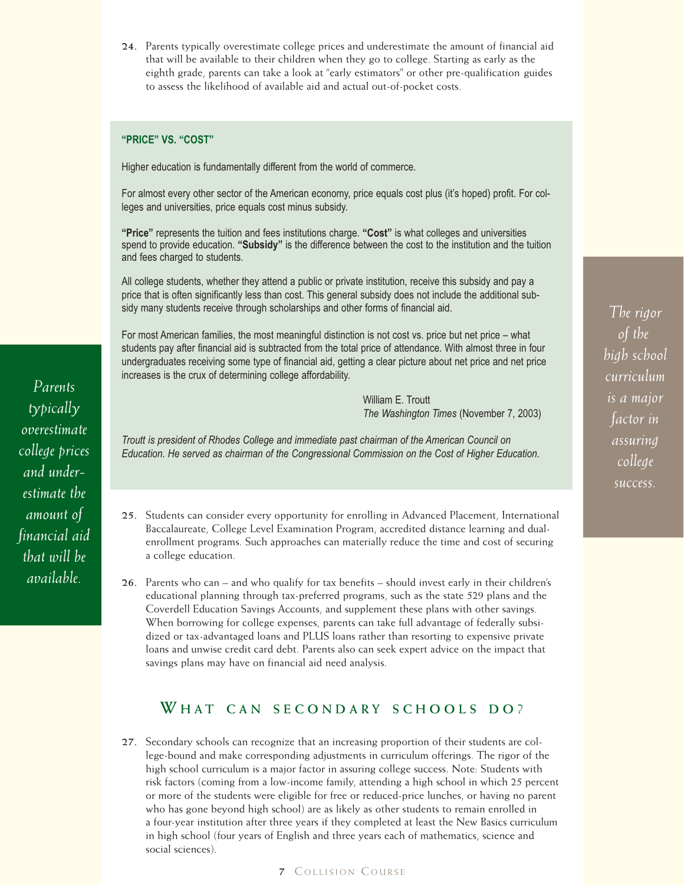24. Parents typically overestimate college prices and underestimate the amount of financial aid that will be available to their children when they go to college. Starting as early as the eighth grade, parents can take a look at "early estimators" or other pre-qualification guides to assess the likelihood of available aid and actual out-of-pocket costs.

> **"PRICE" VS. "COST"**
>
> Higher education is fundamentally different from the world of commerce.
>
> For almost every other sector of the American economy, price equals cost plus (it's hoped) profit. For colleges and universities, price equals cost minus subsidy.
>
> **"Price"** represents the tuition and fees institutions charge. **"Cost"** is what colleges and universities spend to provide education. **"Subsidy"** is the difference between the cost to the institution and the tuition and fees charged to students.
>
> All college students, whether they attend a public or private institution, receive this subsidy and pay a price that is often significantly less than cost. This general subsidy does not include the additional subsidy many students receive through scholarships and other forms of financial aid.
>
> For most American families, the most meaningful distinction is not cost vs. price but net price – what students pay after financial aid is subtracted from the total price of attendance. With almost three in four undergraduates receiving some type of financial aid, getting a clear picture about net price and net price increases is the crux of determining college affordability.
>
> William E. Troutt
> *The Washington Times* (November 7, 2003)
>
> *Troutt is president of Rhodes College and immediate past chairman of the American Council on Education. He served as chairman of the Congressional Commission on the Cost of Higher Education.*

*Parents typically overestimate college prices and underestimate the amount of financial aid that will be available.*

*The rigor of the high school curriculum is a major factor in assuring college success.*

25. Students can consider every opportunity for enrolling in Advanced Placement, International Baccalaureate, College Level Examination Program, accredited distance learning and dual-enrollment programs. Such approaches can materially reduce the time and cost of securing a college education.

26. Parents who can – and who qualify for tax benefits – should invest early in their children's educational planning through tax-preferred programs, such as the state 529 plans and the Coverdell Education Savings Accounts, and supplement these plans with other savings. When borrowing for college expenses, parents can take full advantage of federally subsidized or tax-advantaged loans and PLUS loans rather than resorting to expensive private loans and unwise credit card debt. Parents also can seek expert advice on the impact that savings plans may have on financial aid need analysis.

## What can secondary schools do?

27. Secondary schools can recognize that an increasing proportion of their students are college-bound and make corresponding adjustments in curriculum offerings. The rigor of the high school curriculum is a major factor in assuring college success. Note: Students with risk factors (coming from a low-income family, attending a high school in which 25 percent or more of the students were eligible for free or reduced-price lunches, or having no parent who has gone beyond high school) are as likely as other students to remain enrolled in a four-year institution after three years if they completed at least the New Basics curriculum in high school (four years of English and three years each of mathematics, science and social sciences).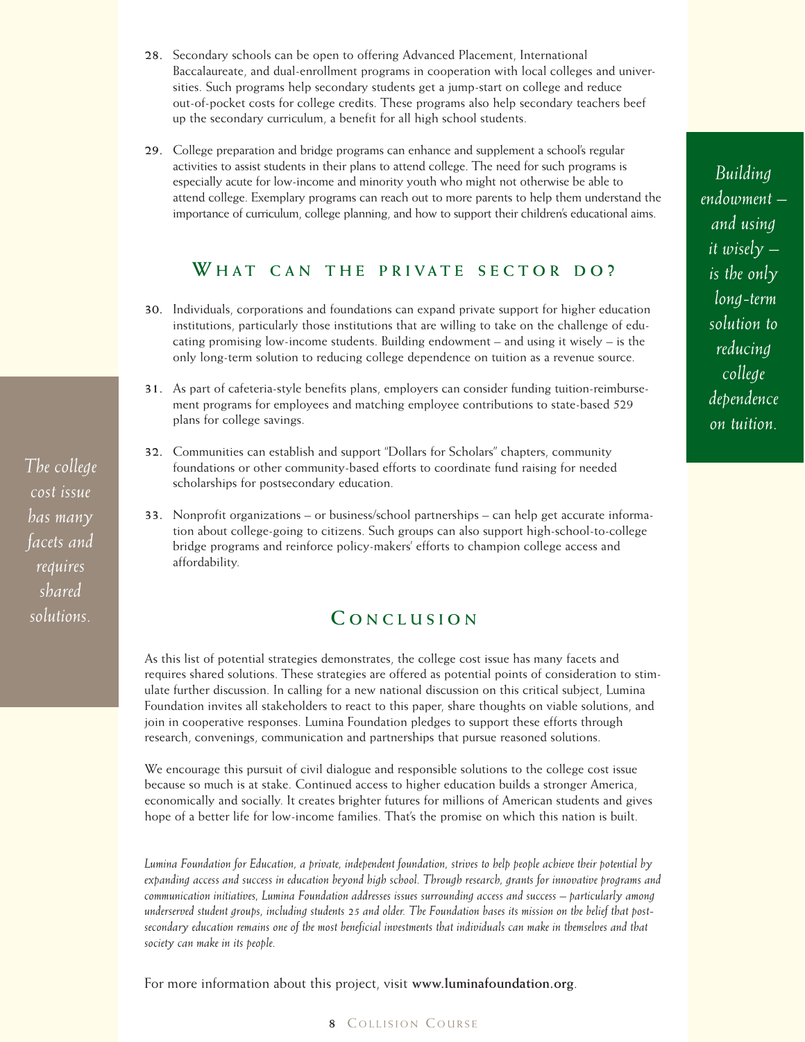28. Secondary schools can be open to offering Advanced Placement, International Baccalaureate, and dual-enrollment programs in cooperation with local colleges and universities. Such programs help secondary students get a jump-start on college and reduce out-of-pocket costs for college credits. These programs also help secondary teachers beef up the secondary curriculum, a benefit for all high school students.

29. College preparation and bridge programs can enhance and supplement a school's regular activities to assist students in their plans to attend college. The need for such programs is especially acute for low-income and minority youth who might not otherwise be able to attend college. Exemplary programs can reach out to more parents to help them understand the importance of curriculum, college planning, and how to support their children's educational aims.

*Building endowment – and using it wisely – is the only long-term solution to reducing college dependence on tuition.*

## What can the private sector do?

30. Individuals, corporations and foundations can expand private support for higher education institutions, particularly those institutions that are willing to take on the challenge of educating promising low-income students. Building endowment – and using it wisely – is the only long-term solution to reducing college dependence on tuition as a revenue source.

31. As part of cafeteria-style benefits plans, employers can consider funding tuition-reimbursement programs for employees and matching employee contributions to state-based 529 plans for college savings.

32. Communities can establish and support "Dollars for Scholars" chapters, community foundations or other community-based efforts to coordinate fund raising for needed scholarships for postsecondary education.

33. Nonprofit organizations – or business/school partnerships – can help get accurate information about college-going to citizens. Such groups can also support high-school-to-college bridge programs and reinforce policy-makers' efforts to champion college access and affordability.

*The college cost issue has many facets and requires shared solutions.*

## Conclusion

As this list of potential strategies demonstrates, the college cost issue has many facets and requires shared solutions. These strategies are offered as potential points of consideration to stimulate further discussion. In calling for a new national discussion on this critical subject, Lumina Foundation invites all stakeholders to react to this paper, share thoughts on viable solutions, and join in cooperative responses. Lumina Foundation pledges to support these efforts through research, convenings, communication and partnerships that pursue reasoned solutions.

We encourage this pursuit of civil dialogue and responsible solutions to the college cost issue because so much is at stake. Continued access to higher education builds a stronger America, economically and socially. It creates brighter futures for millions of American students and gives hope of a better life for low-income families. That's the promise on which this nation is built.

*Lumina Foundation for Education, a private, independent foundation, strives to help people achieve their potential by expanding access and success in education beyond high school. Through research, grants for innovative programs and communication initiatives, Lumina Foundation addresses issues surrounding access and success – particularly among underserved student groups, including students 25 and older. The Foundation bases its mission on the belief that postsecondary education remains one of the most beneficial investments that individuals can make in themselves and that society can make in its people.*

For more information about this project, visit **www.luminafoundation.org**.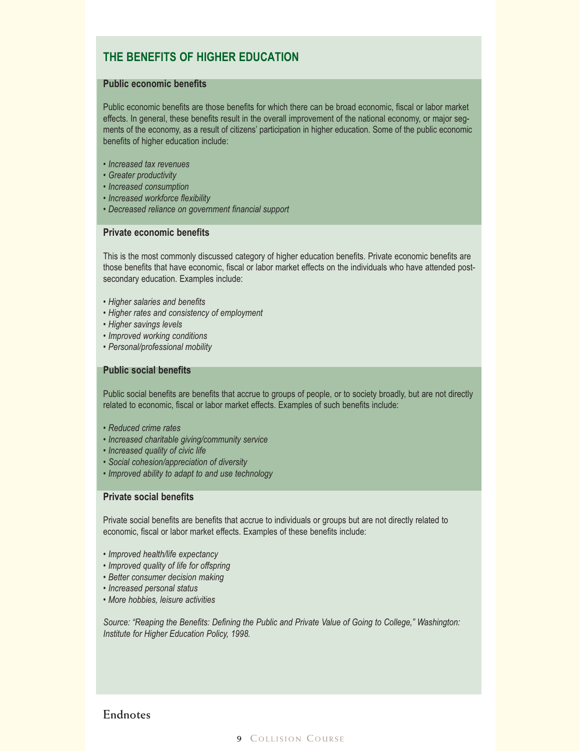## THE BENEFITS OF HIGHER EDUCATION

### Public economic benefits

Public economic benefits are those benefits for which there can be broad economic, fiscal or labor market effects. In general, these benefits result in the overall improvement of the national economy, or major segments of the economy, as a result of citizens' participation in higher education. Some of the public economic benefits of higher education include:

- *Increased tax revenues*
- *Greater productivity*
- *Increased consumption*
- *Increased workforce flexibility*
- *Decreased reliance on government financial support*

### Private economic benefits

This is the most commonly discussed category of higher education benefits. Private economic benefits are those benefits that have economic, fiscal or labor market effects on the individuals who have attended post-secondary education. Examples include:

- *Higher salaries and benefits*
- *Higher rates and consistency of employment*
- *Higher savings levels*
- *Improved working conditions*
- *Personal/professional mobility*

### Public social benefits

Public social benefits are benefits that accrue to groups of people, or to society broadly, but are not directly related to economic, fiscal or labor market effects. Examples of such benefits include:

- *Reduced crime rates*
- *Increased charitable giving/community service*
- *Increased quality of civic life*
- *Social cohesion/appreciation of diversity*
- *Improved ability to adapt to and use technology*

### Private social benefits

Private social benefits are benefits that accrue to individuals or groups but are not directly related to economic, fiscal or labor market effects. Examples of these benefits include:

- *Improved health/life expectancy*
- *Improved quality of life for offspring*
- *Better consumer decision making*
- *Increased personal status*
- *More hobbies, leisure activities*

*Source: "Reaping the Benefits: Defining the Public and Private Value of Going to College," Washington: Institute for Higher Education Policy, 1998.*

## Endnotes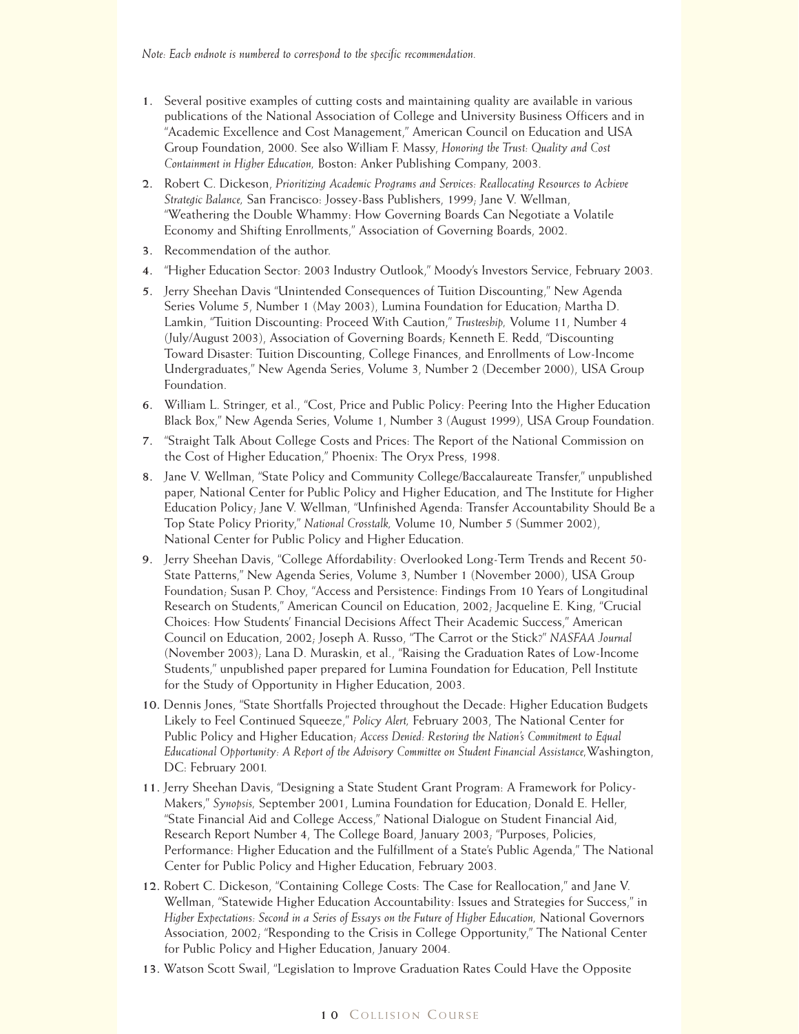*Note: Each endnote is numbered to correspond to the specific recommendation.*

1. Several positive examples of cutting costs and maintaining quality are available in various publications of the National Association of College and University Business Officers and in "Academic Excellence and Cost Management," American Council on Education and USA Group Foundation, 2000. See also William F. Massy, *Honoring the Trust: Quality and Cost Containment in Higher Education,* Boston: Anker Publishing Company, 2003.
2. Robert C. Dickeson, *Prioritizing Academic Programs and Services: Reallocating Resources to Achieve Strategic Balance,* San Francisco: Jossey-Bass Publishers, 1999; Jane V. Wellman, "Weathering the Double Whammy: How Governing Boards Can Negotiate a Volatile Economy and Shifting Enrollments," Association of Governing Boards, 2002.
3. Recommendation of the author.
4. "Higher Education Sector: 2003 Industry Outlook," Moody's Investors Service, February 2003.
5. Jerry Sheehan Davis "Unintended Consequences of Tuition Discounting," New Agenda Series Volume 5, Number 1 (May 2003), Lumina Foundation for Education; Martha D. Lamkin, "Tuition Discounting: Proceed With Caution," *Trusteeship,* Volume 11, Number 4 (July/August 2003), Association of Governing Boards; Kenneth E. Redd, "Discounting Toward Disaster: Tuition Discounting, College Finances, and Enrollments of Low-Income Undergraduates," New Agenda Series, Volume 3, Number 2 (December 2000), USA Group Foundation.
6. William L. Stringer, et al., "Cost, Price and Public Policy: Peering Into the Higher Education Black Box," New Agenda Series, Volume 1, Number 3 (August 1999), USA Group Foundation.
7. "Straight Talk About College Costs and Prices: The Report of the National Commission on the Cost of Higher Education," Phoenix: The Oryx Press, 1998.
8. Jane V. Wellman, "State Policy and Community College/Baccalaureate Transfer," unpublished paper, National Center for Public Policy and Higher Education, and The Institute for Higher Education Policy; Jane V. Wellman, "Unfinished Agenda: Transfer Accountability Should Be a Top State Policy Priority," *National Crosstalk,* Volume 10, Number 5 (Summer 2002), National Center for Public Policy and Higher Education.
9. Jerry Sheehan Davis, "College Affordability: Overlooked Long-Term Trends and Recent 50-State Patterns," New Agenda Series, Volume 3, Number 1 (November 2000), USA Group Foundation; Susan P. Choy, "Access and Persistence: Findings From 10 Years of Longitudinal Research on Students," American Council on Education, 2002; Jacqueline E. King, "Crucial Choices: How Students' Financial Decisions Affect Their Academic Success," American Council on Education, 2002; Joseph A. Russo, "The Carrot or the Stick?" *NASFAA Journal* (November 2003); Lana D. Muraskin, et al., "Raising the Graduation Rates of Low-Income Students," unpublished paper prepared for Lumina Foundation for Education, Pell Institute for the Study of Opportunity in Higher Education, 2003.
10. Dennis Jones, "State Shortfalls Projected throughout the Decade: Higher Education Budgets Likely to Feel Continued Squeeze," *Policy Alert,* February 2003, The National Center for Public Policy and Higher Education; *Access Denied: Restoring the Nation's Commitment to Equal Educational Opportunity: A Report of the Advisory Committee on Student Financial Assistance,* Washington, DC: February 2001.
11. Jerry Sheehan Davis, "Designing a State Student Grant Program: A Framework for Policy-Makers," *Synopsis,* September 2001, Lumina Foundation for Education; Donald E. Heller, "State Financial Aid and College Access," National Dialogue on Student Financial Aid, Research Report Number 4, The College Board, January 2003; "Purposes, Policies, Performance: Higher Education and the Fulfillment of a State's Public Agenda," The National Center for Public Policy and Higher Education, February 2003.
12. Robert C. Dickeson, "Containing College Costs: The Case for Reallocation," and Jane V. Wellman, "Statewide Higher Education Accountability: Issues and Strategies for Success," in *Higher Expectations: Second in a Series of Essays on the Future of Higher Education,* National Governors Association, 2002; "Responding to the Crisis in College Opportunity," The National Center for Public Policy and Higher Education, January 2004.
13. Watson Scott Swail, "Legislation to Improve Graduation Rates Could Have the Opposite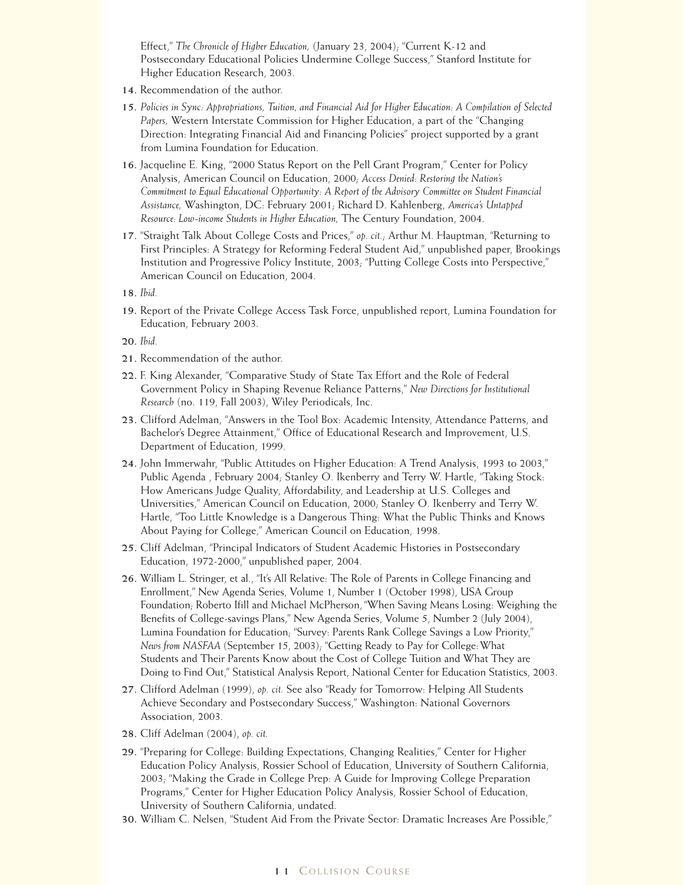Effect," *The Chronicle of Higher Education,* (January 23, 2004); "Current K-12 and Postsecondary Educational Policies Undermine College Success," Stanford Institute for Higher Education Research, 2003.

**14.** Recommendation of the author.

**15.** *Policies in Sync: Appropriations, Tuition, and Financial Aid for Higher Education: A Compilation of Selected Papers,* Western Interstate Commission for Higher Education, a part of the "Changing Direction: Integrating Financial Aid and Financing Policies" project supported by a grant from Lumina Foundation for Education.

**16.** Jacqueline E. King, "2000 Status Report on the Pell Grant Program," Center for Policy Analysis, American Council on Education, 2000; *Access Denied: Restoring the Nation's Commitment to Equal Educational Opportunity: A Report of the Advisory Committee on Student Financial Assistance,* Washington, DC: February 2001; Richard D. Kahlenberg, *America's Untapped Resource: Low-income Students in Higher Education,* The Century Foundation, 2004.

**17.** "Straight Talk About College Costs and Prices," *op. cit.*; Arthur M. Hauptman, "Returning to First Principles: A Strategy for Reforming Federal Student Aid," unpublished paper, Brookings Institution and Progressive Policy Institute, 2003; "Putting College Costs into Perspective," American Council on Education, 2004.

**18.** *Ibid.*

**19.** Report of the Private College Access Task Force, unpublished report, Lumina Foundation for Education, February 2003.

**20.** *Ibid.*

**21.** Recommendation of the author.

**22.** F. King Alexander, "Comparative Study of State Tax Effort and the Role of Federal Government Policy in Shaping Revenue Reliance Patterns," *New Directions for Institutional Research* (no. 119, Fall 2003), Wiley Periodicals, Inc.

**23.** Clifford Adelman, "Answers in the Tool Box: Academic Intensity, Attendance Patterns, and Bachelor's Degree Attainment," Office of Educational Research and Improvement, U.S. Department of Education, 1999.

**24.** John Immerwahr, "Public Attitudes on Higher Education: A Trend Analysis, 1993 to 2003," Public Agenda , February 2004; Stanley O. Ikenberry and Terry W. Hartle, "Taking Stock: How Americans Judge Quality, Affordability, and Leadership at U.S. Colleges and Universities," American Council on Education, 2000; Stanley O. Ikenberry and Terry W. Hartle, "Too Little Knowledge is a Dangerous Thing: What the Public Thinks and Knows About Paying for College," American Council on Education, 1998.

**25.** Cliff Adelman, "Principal Indicators of Student Academic Histories in Postsecondary Education, 1972-2000," unpublished paper, 2004.

**26.** William L. Stringer, et al., "It's All Relative: The Role of Parents in College Financing and Enrollment," New Agenda Series, Volume 1, Number 1 (October 1998), USA Group Foundation; Roberto Ifill and Michael McPherson, "When Saving Means Losing: Weighing the Benefits of College-savings Plans," New Agenda Series, Volume 5, Number 2 (July 2004), Lumina Foundation for Education; "Survey: Parents Rank College Savings a Low Priority," *News from NASFAA* (September 15, 2003); "Getting Ready to Pay for College: What Students and Their Parents Know about the Cost of College Tuition and What They are Doing to Find Out," Statistical Analysis Report, National Center for Education Statistics, 2003.

**27.** Clifford Adelman (1999), *op. cit.* See also "Ready for Tomorrow: Helping All Students Achieve Secondary and Postsecondary Success," Washington: National Governors Association, 2003.

**28.** Cliff Adelman (2004), *op. cit.*

**29.** "Preparing for College: Building Expectations, Changing Realities," Center for Higher Education Policy Analysis, Rossier School of Education, University of Southern California, 2003; "Making the Grade in College Prep: A Guide for Improving College Preparation Programs," Center for Higher Education Policy Analysis, Rossier School of Education, University of Southern California, undated.

**30.** William C. Nelsen, "Student Aid From the Private Sector: Dramatic Increases Are Possible,"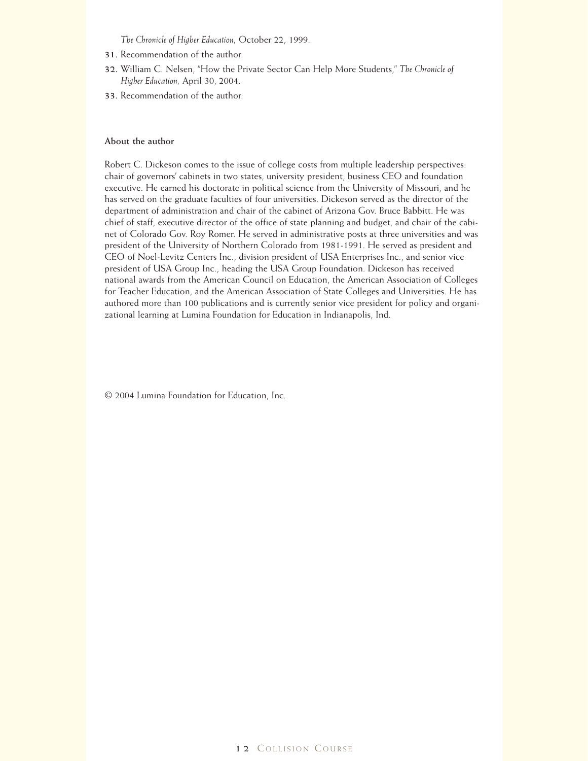*The Chronicle of Higher Education,* October 22, 1999.

31. Recommendation of the author.
32. William C. Nelsen, "How the Private Sector Can Help More Students," *The Chronicle of Higher Education,* April 30, 2004.
33. Recommendation of the author.

**About the author**

Robert C. Dickeson comes to the issue of college costs from multiple leadership perspectives: chair of governors' cabinets in two states, university president, business CEO and foundation executive. He earned his doctorate in political science from the University of Missouri, and he has served on the graduate faculties of four universities. Dickeson served as the director of the department of administration and chair of the cabinet of Arizona Gov. Bruce Babbitt. He was chief of staff, executive director of the office of state planning and budget, and chair of the cabinet of Colorado Gov. Roy Romer. He served in administrative posts at three universities and was president of the University of Northern Colorado from 1981-1991. He served as president and CEO of Noel-Levitz Centers Inc., division president of USA Enterprises Inc., and senior vice president of USA Group Inc., heading the USA Group Foundation. Dickeson has received national awards from the American Council on Education, the American Association of Colleges for Teacher Education, and the American Association of State Colleges and Universities. He has authored more than 100 publications and is currently senior vice president for policy and organizational learning at Lumina Foundation for Education in Indianapolis, Ind.

© 2004 Lumina Foundation for Education, Inc.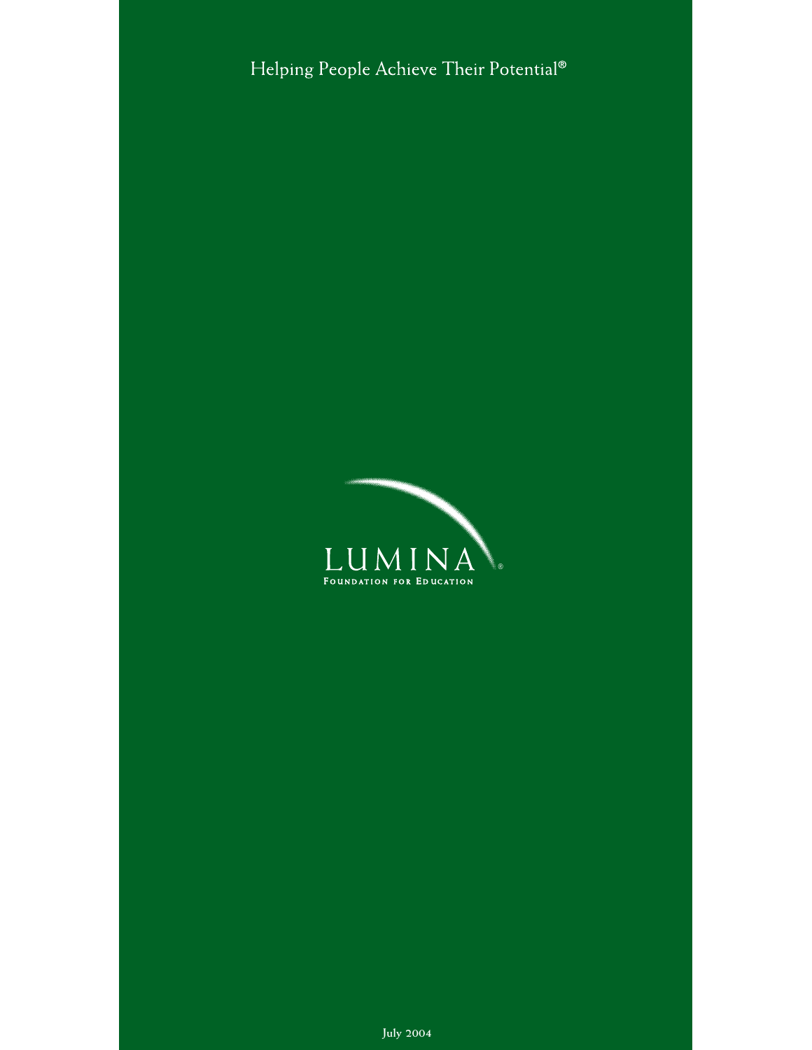Helping People Achieve Their Potential®

LUMINA®

Foundation for Education

July 2004